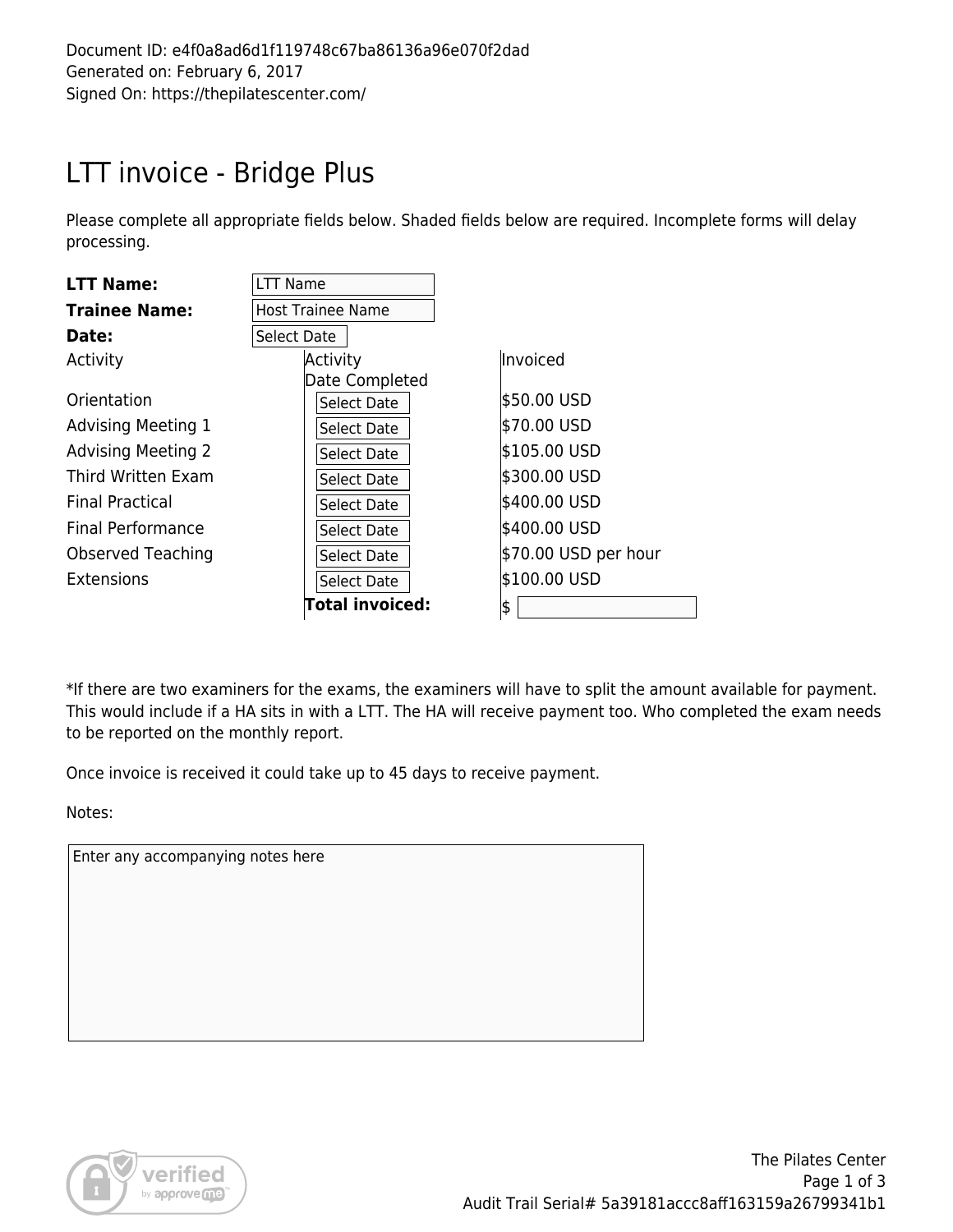Document ID: e4f0a8ad6d1f119748c67ba86136a96e070f2dad
Generated on: February 6, 2017
Signed On: https://thepilatescenter.com/

# LTT invoice - Bridge Plus

Please complete all appropriate fields below. Shaded fields below are required. Incomplete forms will delay processing.

**LTT Name:** LTT Name

**Trainee Name:** Host Trainee Name

**Date:** Select Date

| Activity | Activity Date Completed | Invoiced |
|---|---|---|
| Orientation | Select Date | $50.00 USD |
| Advising Meeting 1 | Select Date | $70.00 USD |
| Advising Meeting 2 | Select Date | $105.00 USD |
| Third Written Exam | Select Date | $300.00 USD |
| Final Practical | Select Date | $400.00 USD |
| Final Performance | Select Date | $400.00 USD |
| Observed Teaching | Select Date | $70.00 USD per hour |
| Extensions | Select Date | $100.00 USD |
| | **Total invoiced:** | $ |

*If there are two examiners for the exams, the examiners will have to split the amount available for payment. This would include if a HA sits in with a LTT. The HA will receive payment too. Who completed the exam needs to be reported on the monthly report.

Once invoice is received it could take up to 45 days to receive payment.

Notes:

Enter any accompanying notes here

The Pilates Center

Audit Trail Serial# 5a39181accc8aff163159a26799341b1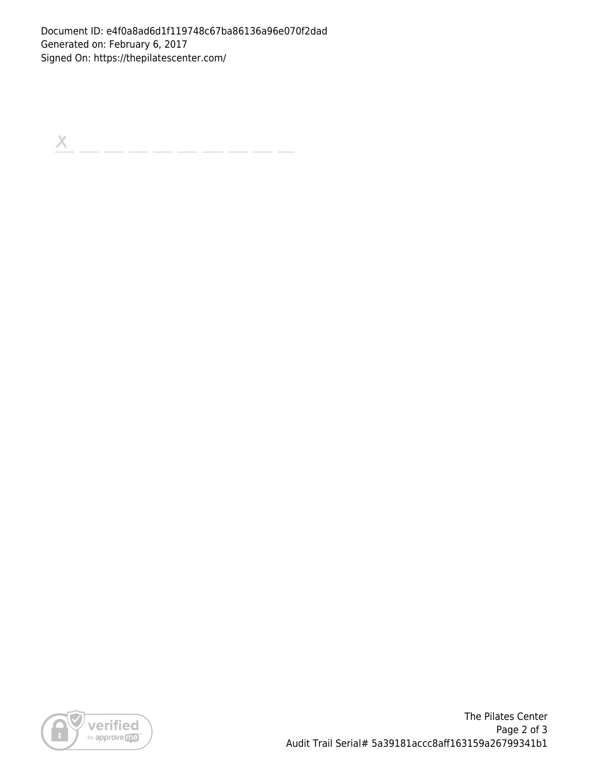Document ID: e4f0a8ad6d1f119748c67ba86136a96e070f2dad
Generated on: February 6, 2017
Signed On: https://thepilatescenter.com/

X _ _ _ _ _ _ _ _ _

The Pilates Center

Audit Trail Serial# 5a39181accc8aff163159a26799341b1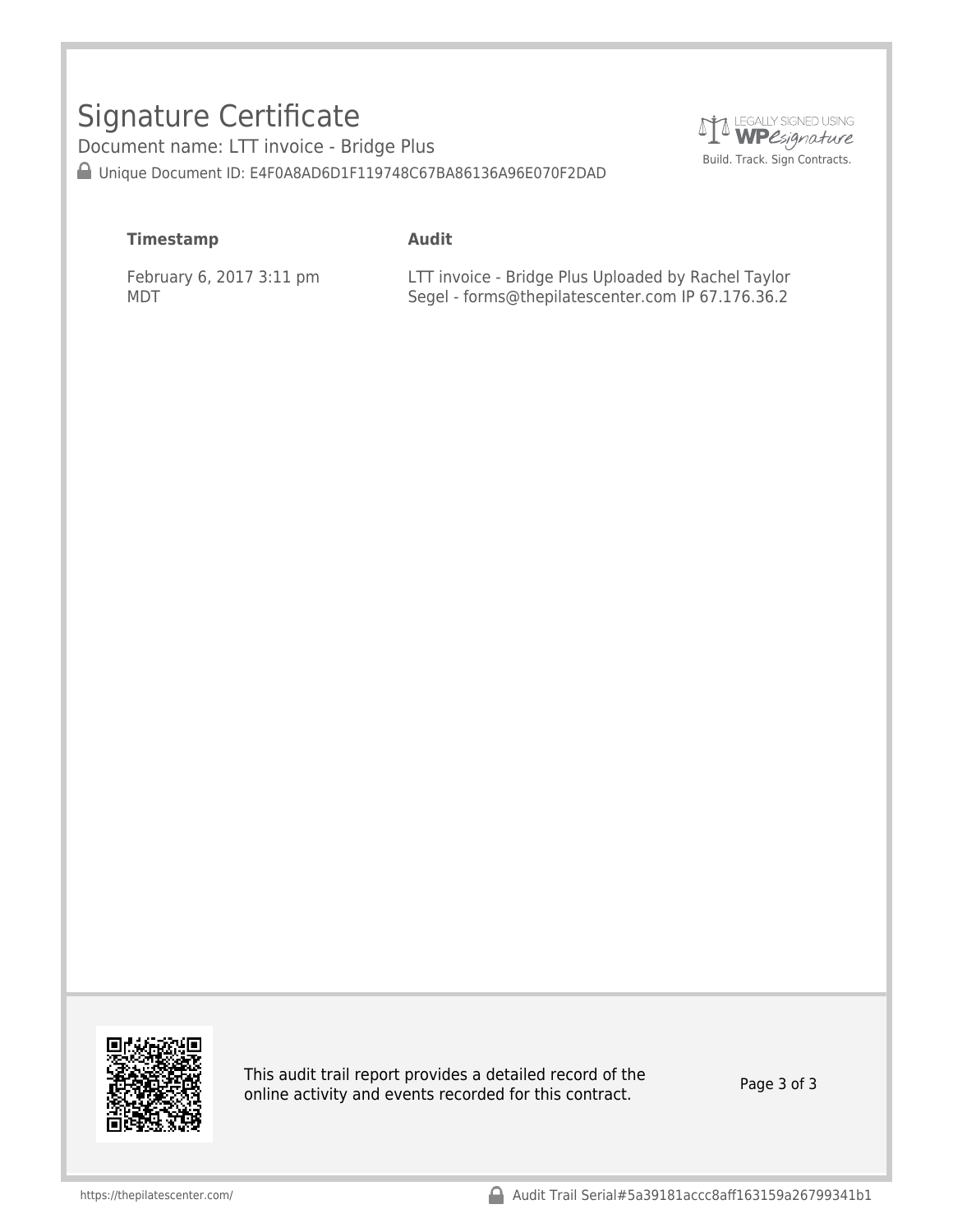# Signature Certificate

Document name: LTT invoice - Bridge Plus

Unique Document ID: E4F0A8AD6D1F119748C67BA86136A96E070F2DAD

LEGALLY SIGNED USING WPesignature
Build. Track. Sign Contracts.

| Timestamp | Audit |
|---|---|
| February 6, 2017 3:11 pm MDT | LTT invoice - Bridge Plus Uploaded by Rachel Taylor Segel - forms@thepilatescenter.com IP 67.176.36.2 |

This audit trail report provides a detailed record of the online activity and events recorded for this contract.

Audit Trail Serial#5a39181accc8aff163159a26799341b1